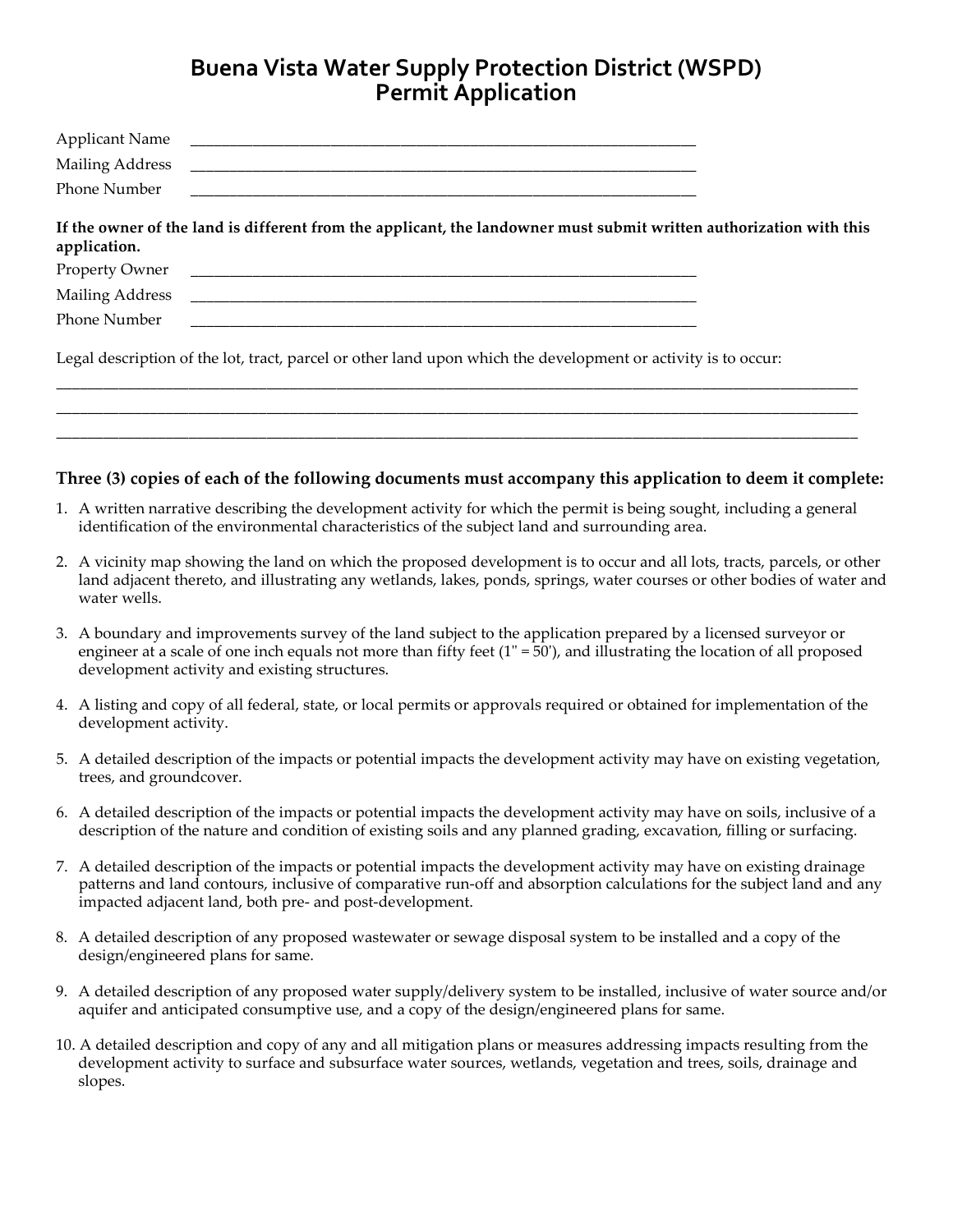# Buena Vista Water Supply Protection District (WSPD) Permit Application

Applicant Name ______________________________________________________________

Mailing Address ______________________________________________________________

Phone Number ______________________________________________________________

**If the owner of the land is different from the applicant, the landowner must submit written authorization with this application.**

Property Owner ______________________________________________________________

Mailing Address ______________________________________________________________

Phone Number ______________________________________________________________

Legal description of the lot, tract, parcel or other land upon which the development or activity is to occur:

______________________________________________________________________________________________

______________________________________________________________________________________________

______________________________________________________________________________________________

### Three (3) copies of each of the following documents must accompany this application to deem it complete:

1. A written narrative describing the development activity for which the permit is being sought, including a general identification of the environmental characteristics of the subject land and surrounding area.
2. A vicinity map showing the land on which the proposed development is to occur and all lots, tracts, parcels, or other land adjacent thereto, and illustrating any wetlands, lakes, ponds, springs, water courses or other bodies of water and water wells.
3. A boundary and improvements survey of the land subject to the application prepared by a licensed surveyor or engineer at a scale of one inch equals not more than fifty feet (1" = 50'), and illustrating the location of all proposed development activity and existing structures.
4. A listing and copy of all federal, state, or local permits or approvals required or obtained for implementation of the development activity.
5. A detailed description of the impacts or potential impacts the development activity may have on existing vegetation, trees, and groundcover.
6. A detailed description of the impacts or potential impacts the development activity may have on soils, inclusive of a description of the nature and condition of existing soils and any planned grading, excavation, filling or surfacing.
7. A detailed description of the impacts or potential impacts the development activity may have on existing drainage patterns and land contours, inclusive of comparative run-off and absorption calculations for the subject land and any impacted adjacent land, both pre- and post-development.
8. A detailed description of any proposed wastewater or sewage disposal system to be installed and a copy of the design/engineered plans for same.
9. A detailed description of any proposed water supply/delivery system to be installed, inclusive of water source and/or aquifer and anticipated consumptive use, and a copy of the design/engineered plans for same.
10. A detailed description and copy of any and all mitigation plans or measures addressing impacts resulting from the development activity to surface and subsurface water sources, wetlands, vegetation and trees, soils, drainage and slopes.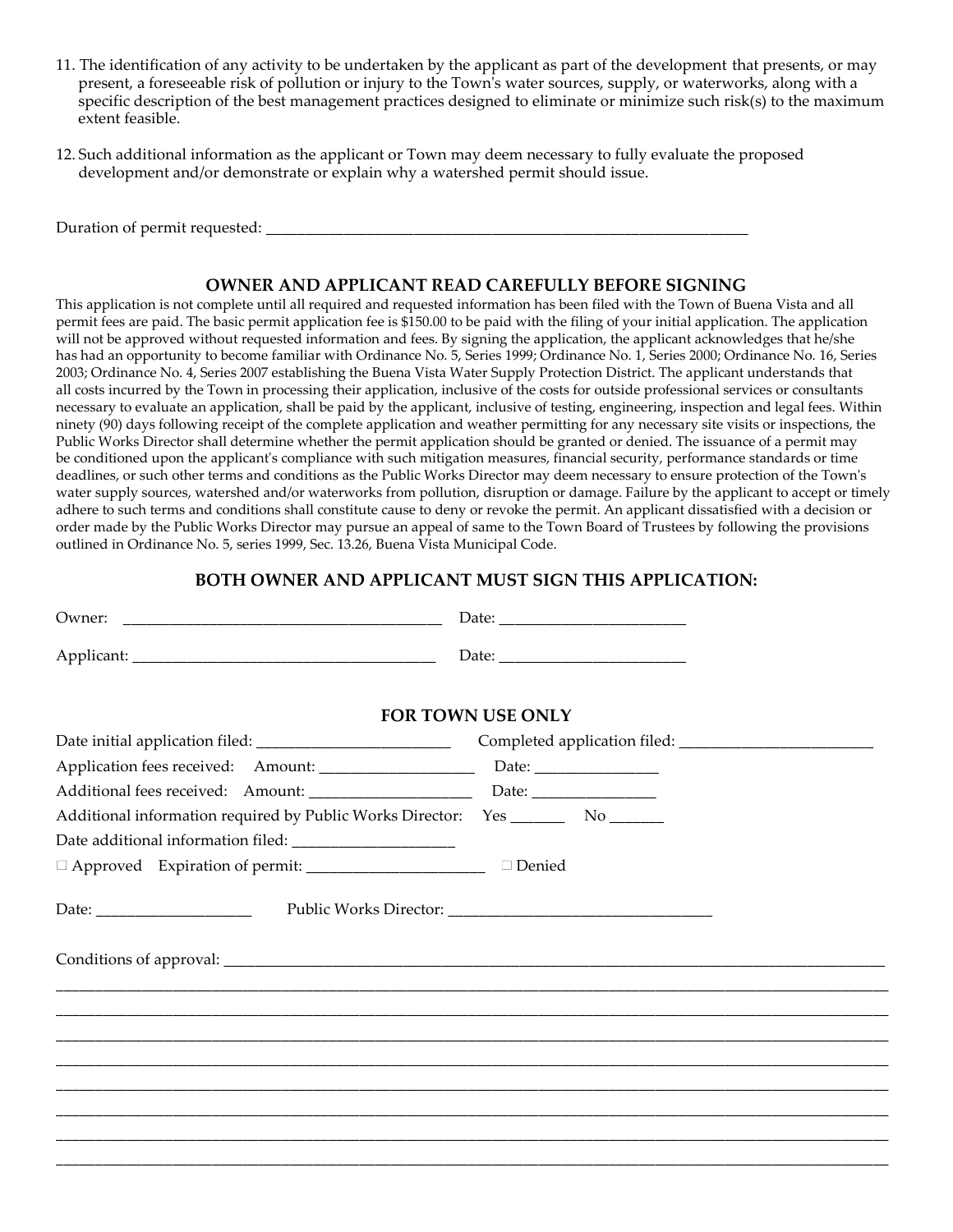11. The identification of any activity to be undertaken by the applicant as part of the development that presents, or may present, a foreseeable risk of pollution or injury to the Town's water sources, supply, or waterworks, along with a specific description of the best management practices designed to eliminate or minimize such risk(s) to the maximum extent feasible.

12. Such additional information as the applicant or Town may deem necessary to fully evaluate the proposed development and/or demonstrate or explain why a watershed permit should issue.

Duration of permit requested: ______________________________________________________________

## OWNER AND APPLICANT READ CAREFULLY BEFORE SIGNING

This application is not complete until all required and requested information has been filed with the Town of Buena Vista and all permit fees are paid. The basic permit application fee is $150.00 to be paid with the filing of your initial application. The application will not be approved without requested information and fees. By signing the application, the applicant acknowledges that he/she has had an opportunity to become familiar with Ordinance No. 5, Series 1999; Ordinance No. 1, Series 2000; Ordinance No. 16, Series 2003; Ordinance No. 4, Series 2007 establishing the Buena Vista Water Supply Protection District. The applicant understands that all costs incurred by the Town in processing their application, inclusive of the costs for outside professional services or consultants necessary to evaluate an application, shall be paid by the applicant, inclusive of testing, engineering, inspection and legal fees. Within ninety (90) days following receipt of the complete application and weather permitting for any necessary site visits or inspections, the Public Works Director shall determine whether the permit application should be granted or denied. The issuance of a permit may be conditioned upon the applicant's compliance with such mitigation measures, financial security, performance standards or time deadlines, or such other terms and conditions as the Public Works Director may deem necessary to ensure protection of the Town's water supply sources, watershed and/or waterworks from pollution, disruption or damage. Failure by the applicant to accept or timely adhere to such terms and conditions shall constitute cause to deny or revoke the permit. An applicant dissatisfied with a decision or order made by the Public Works Director may pursue an appeal of same to the Town Board of Trustees by following the provisions outlined in Ordinance No. 5, series 1999, Sec. 13.26, Buena Vista Municipal Code.

## BOTH OWNER AND APPLICANT MUST SIGN THIS APPLICATION:

Owner: ________________________________________ Date: ________________________

Applicant: ______________________________________ Date: ________________________

## FOR TOWN USE ONLY

Date initial application filed: ________________________ Completed application filed: ________________________

Application fees received: Amount: ___________________ Date: _______________

Additional fees received: Amount: ____________________ Date: _______________

Additional information required by Public Works Director: Yes _______ No _______

Date additional information filed: ____________________

☐ Approved Expiration of permit: ______________________ ☐ Denied

Date: ___________________ Public Works Director: _________________________________

Conditions of approval: ________________________________________________________________________________________
__________________________________________________________________________________________________________
__________________________________________________________________________________________________________
__________________________________________________________________________________________________________
__________________________________________________________________________________________________________
__________________________________________________________________________________________________________
__________________________________________________________________________________________________________
__________________________________________________________________________________________________________
__________________________________________________________________________________________________________